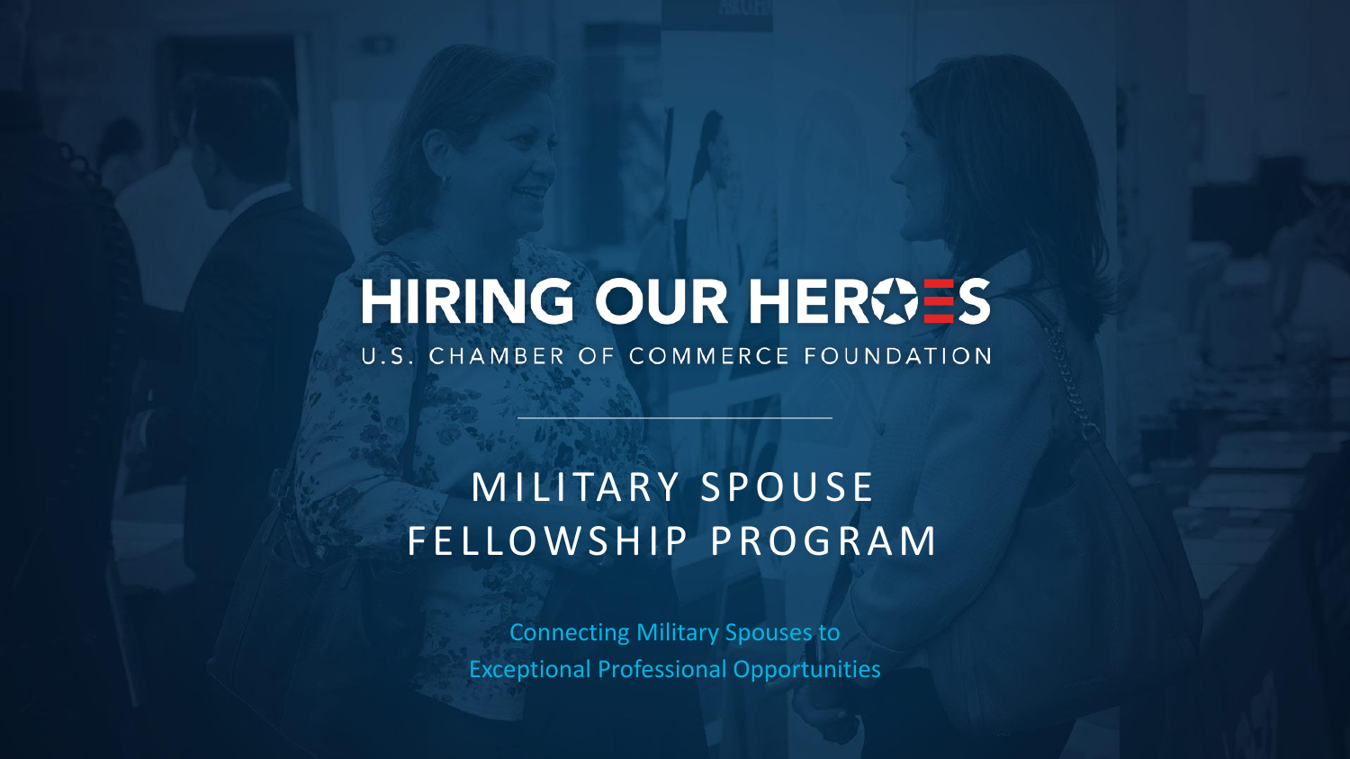# HIRING OUR HEROES

U.S. CHAMBER OF COMMERCE FOUNDATION

## MILITARY SPOUSE FELLOWSHIP PROGRAM

Connecting Military Spouses to Exceptional Professional Opportunities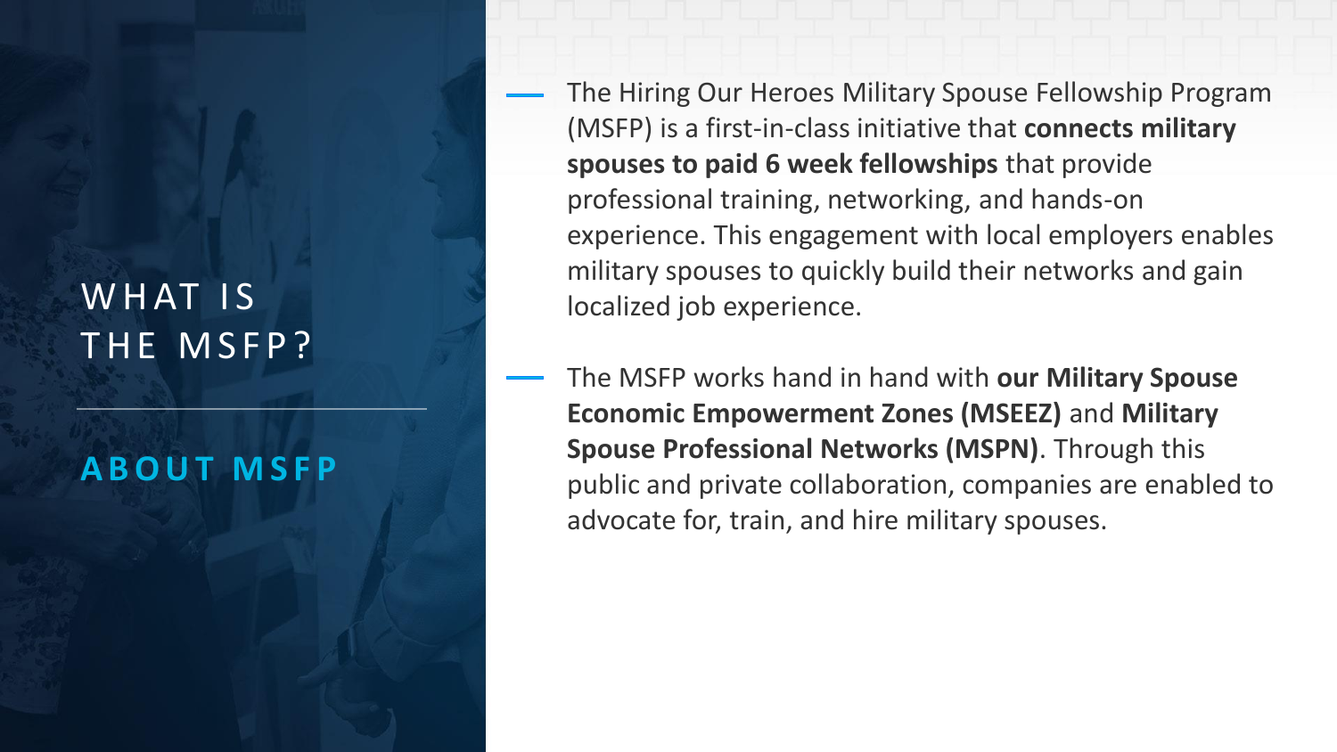# WHAT IS THE MSFP?

## ABOUT MSFP

- The Hiring Our Heroes Military Spouse Fellowship Program (MSFP) is a first-in-class initiative that **connects military spouses to paid 6 week fellowships** that provide professional training, networking, and hands-on experience. This engagement with local employers enables military spouses to quickly build their networks and gain localized job experience.
- The MSFP works hand in hand with **our Military Spouse Economic Empowerment Zones (MSEEZ)** and **Military Spouse Professional Networks (MSPN)**. Through this public and private collaboration, companies are enabled to advocate for, train, and hire military spouses.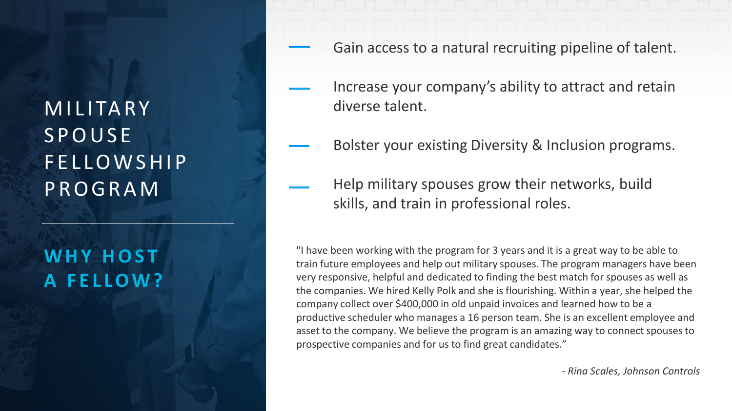# MILITARY SPOUSE FELLOWSHIP PROGRAM

## WHY HOST A FELLOW?

- Gain access to a natural recruiting pipeline of talent.
- Increase your company's ability to attract and retain diverse talent.
- Bolster your existing Diversity & Inclusion programs.
- Help military spouses grow their networks, build skills, and train in professional roles.

"I have been working with the program for 3 years and it is a great way to be able to train future employees and help out military spouses. The program managers have been very responsive, helpful and dedicated to finding the best match for spouses as well as the companies. We hired Kelly Polk and she is flourishing. Within a year, she helped the company collect over $400,000 in old unpaid invoices and learned how to be a productive scheduler who manages a 16 person team. She is an excellent employee and asset to the company. We believe the program is an amazing way to connect spouses to prospective companies and for us to find great candidates."

*- Rina Scales, Johnson Controls*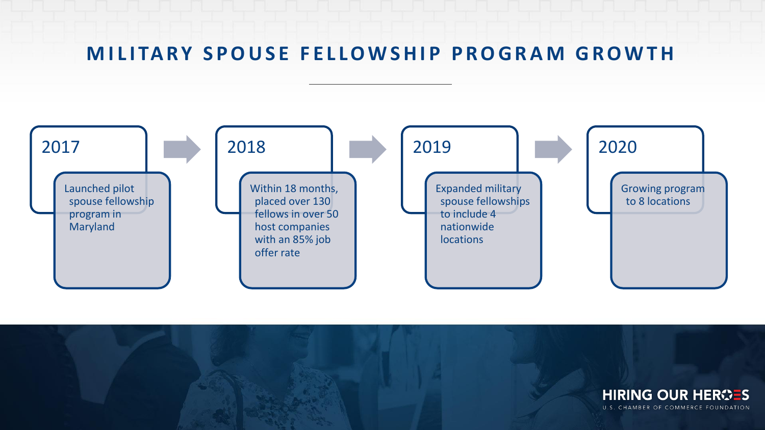# MILITARY SPOUSE FELLOWSHIP PROGRAM GROWTH

**2017**

Launched pilot spouse fellowship program in Maryland

**2018**

Within 18 months, placed over 130 fellows in over 50 host companies with an 85% job offer rate

**2019**

Expanded military spouse fellowships to include 4 nationwide locations

**2020**

Growing program to 8 locations

HIRING OUR HEROES
U.S. CHAMBER OF COMMERCE FOUNDATION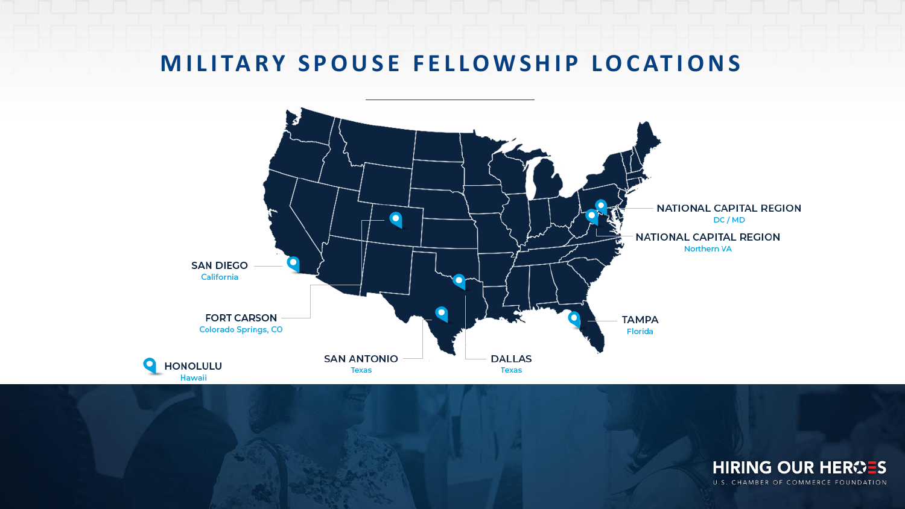# MILITARY SPOUSE FELLOWSHIP LOCATIONS

- **NATIONAL CAPITAL REGION** — DC / MD
- **NATIONAL CAPITAL REGION** — Northern VA
- **SAN DIEGO** — California
- **FORT CARSON** — Colorado Springs, CO
- **TAMPA** — Florida
- **SAN ANTONIO** — Texas
- **DALLAS** — Texas
- **HONOLULU** — Hawaii

HIRING OUR HEROES
U.S. CHAMBER OF COMMERCE FOUNDATION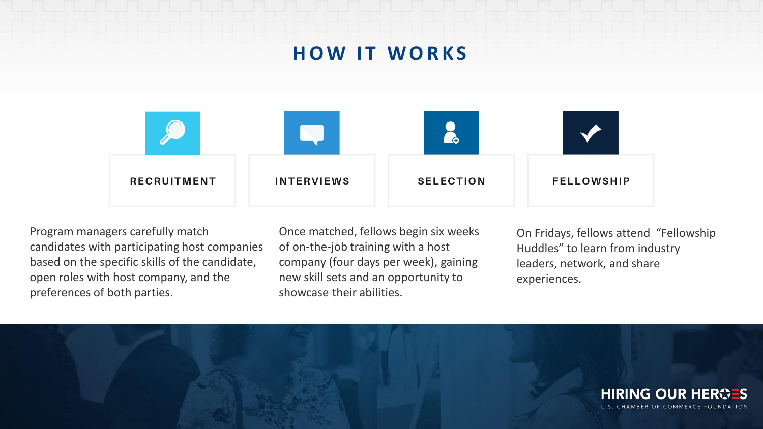# HOW IT WORKS

**RECRUITMENT**

**INTERVIEWS**

**SELECTION**

**FELLOWSHIP**

Program managers carefully match candidates with participating host companies based on the specific skills of the candidate, open roles with host company, and the preferences of both parties.

Once matched, fellows begin six weeks of on-the-job training with a host company (four days per week), gaining new skill sets and an opportunity to showcase their abilities.

On Fridays, fellows attend "Fellowship Huddles" to learn from industry leaders, network, and share experiences.

HIRING OUR HEROES
U.S. CHAMBER OF COMMERCE FOUNDATION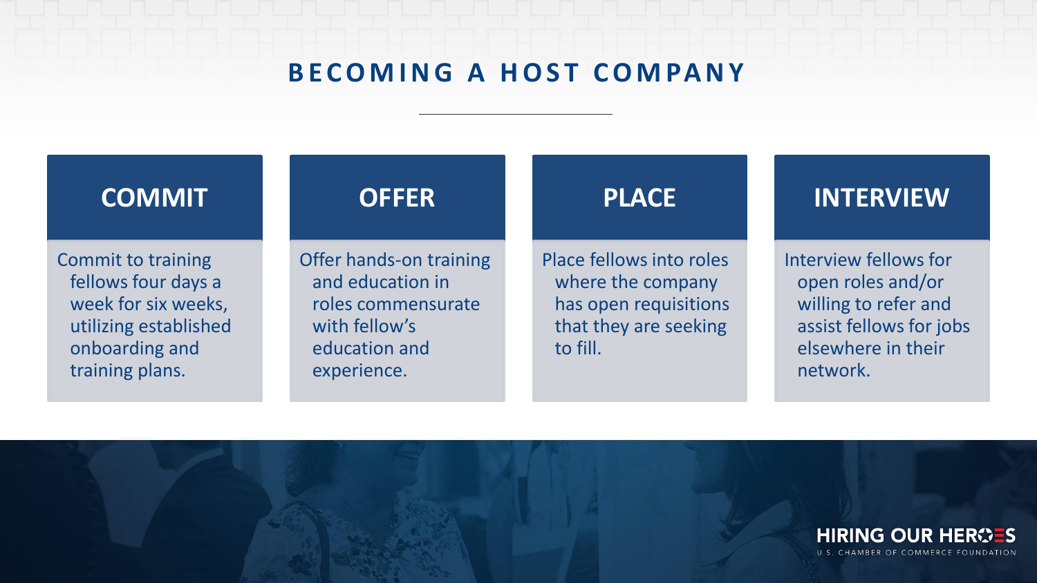# BECOMING A HOST COMPANY

## COMMIT

Commit to training fellows four days a week for six weeks, utilizing established onboarding and training plans.

## OFFER

Offer hands-on training and education in roles commensurate with fellow's education and experience.

## PLACE

Place fellows into roles where the company has open requisitions that they are seeking to fill.

## INTERVIEW

Interview fellows for open roles and/or willing to refer and assist fellows for jobs elsewhere in their network.

HIRING OUR HEROES
U.S. CHAMBER OF COMMERCE FOUNDATION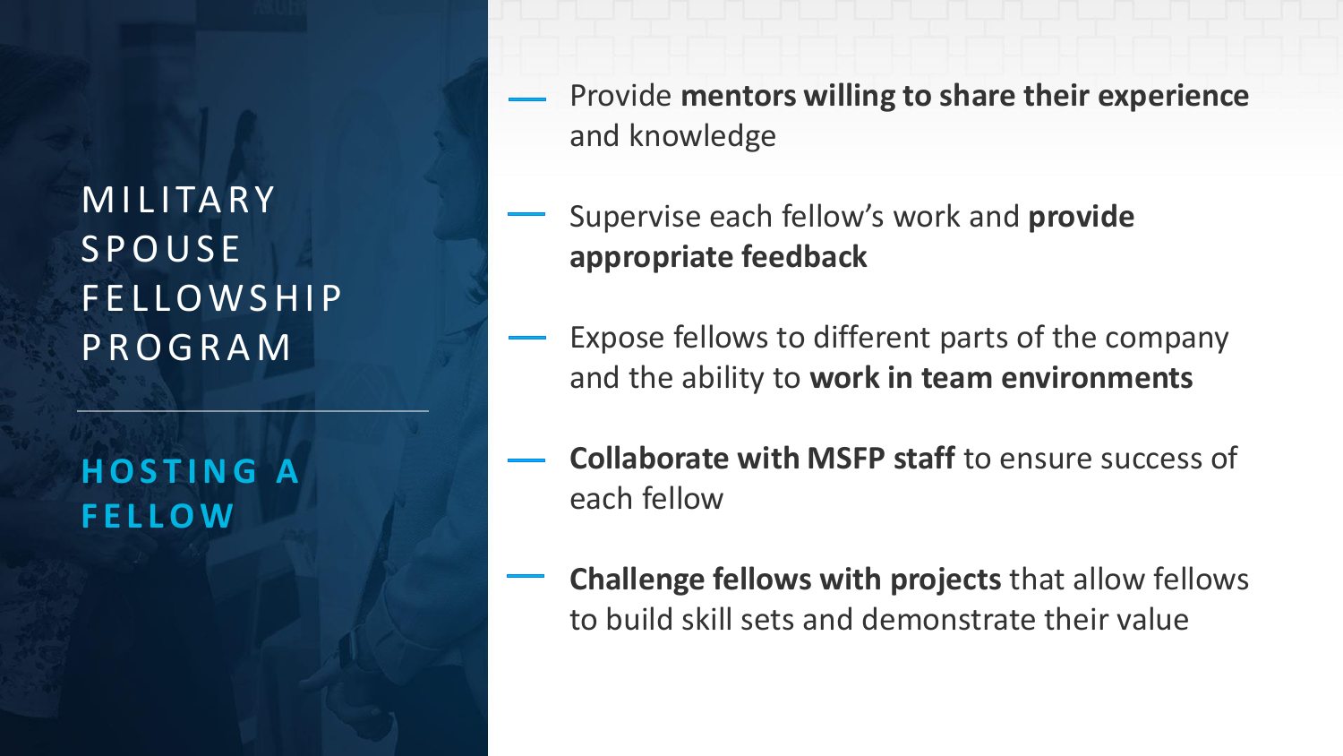# MILITARY SPOUSE FELLOWSHIP PROGRAM

## HOSTING A FELLOW

- Provide **mentors willing to share their experience** and knowledge
- Supervise each fellow's work and **provide appropriate feedback**
- Expose fellows to different parts of the company and the ability to **work in team environments**
- **Collaborate with MSFP staff** to ensure success of each fellow
- **Challenge fellows with projects** that allow fellows to build skill sets and demonstrate their value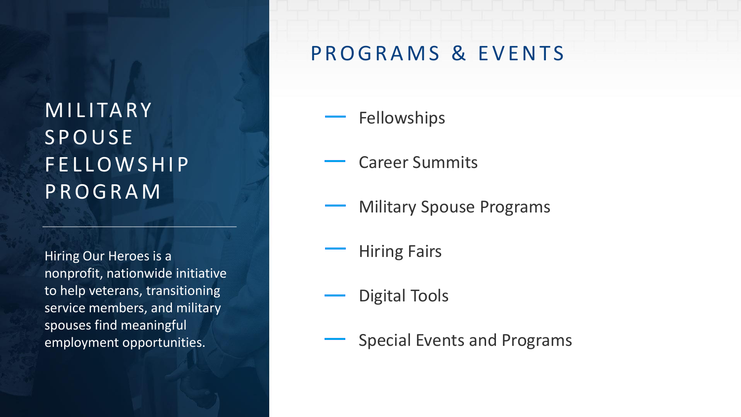# MILITARY SPOUSE FELLOWSHIP PROGRAM

Hiring Our Heroes is a nonprofit, nationwide initiative to help veterans, transitioning service members, and military spouses find meaningful employment opportunities.

## PROGRAMS & EVENTS

- Fellowships
- Career Summits
- Military Spouse Programs
- Hiring Fairs
- Digital Tools
- Special Events and Programs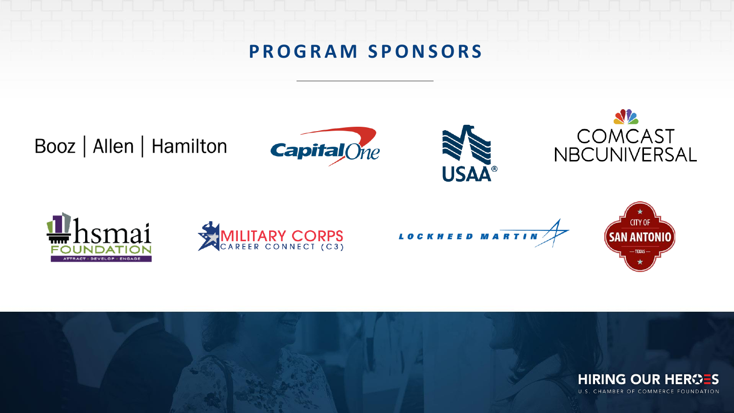# PROGRAM SPONSORS

Booz | Allen | Hamilton

Capital One

USAA®

COMCAST NBCUNIVERSAL

hsmai FOUNDATION ATTRACT - DEVELOP - ENGAGE

MILITARY CORPS CAREER CONNECT (C3)

LOCKHEED MARTIN

CITY OF SAN ANTONIO — TEXAS —

HIRING OUR HEROES U.S. CHAMBER OF COMMERCE FOUNDATION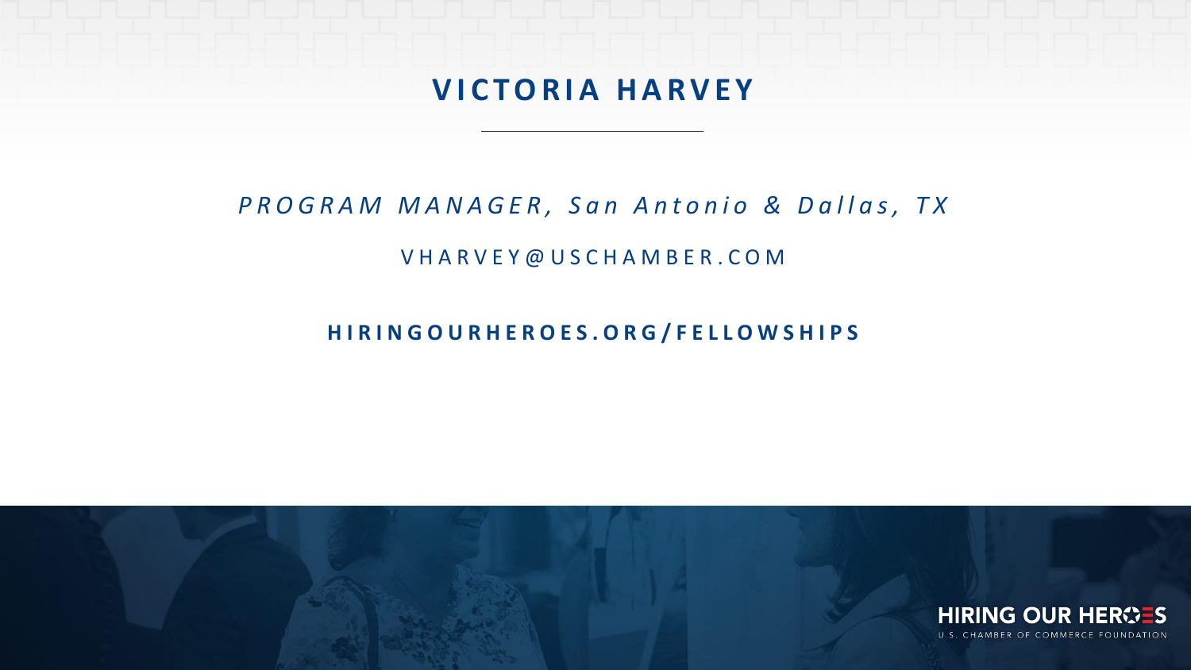# VICTORIA HARVEY

*PROGRAM MANAGER, San Antonio & Dallas, TX*

VHARVEY@USCHAMBER.COM

**HIRINGOURHEROES.ORG/FELLOWSHIPS**

HIRING OUR HEROES

U.S. CHAMBER OF COMMERCE FOUNDATION